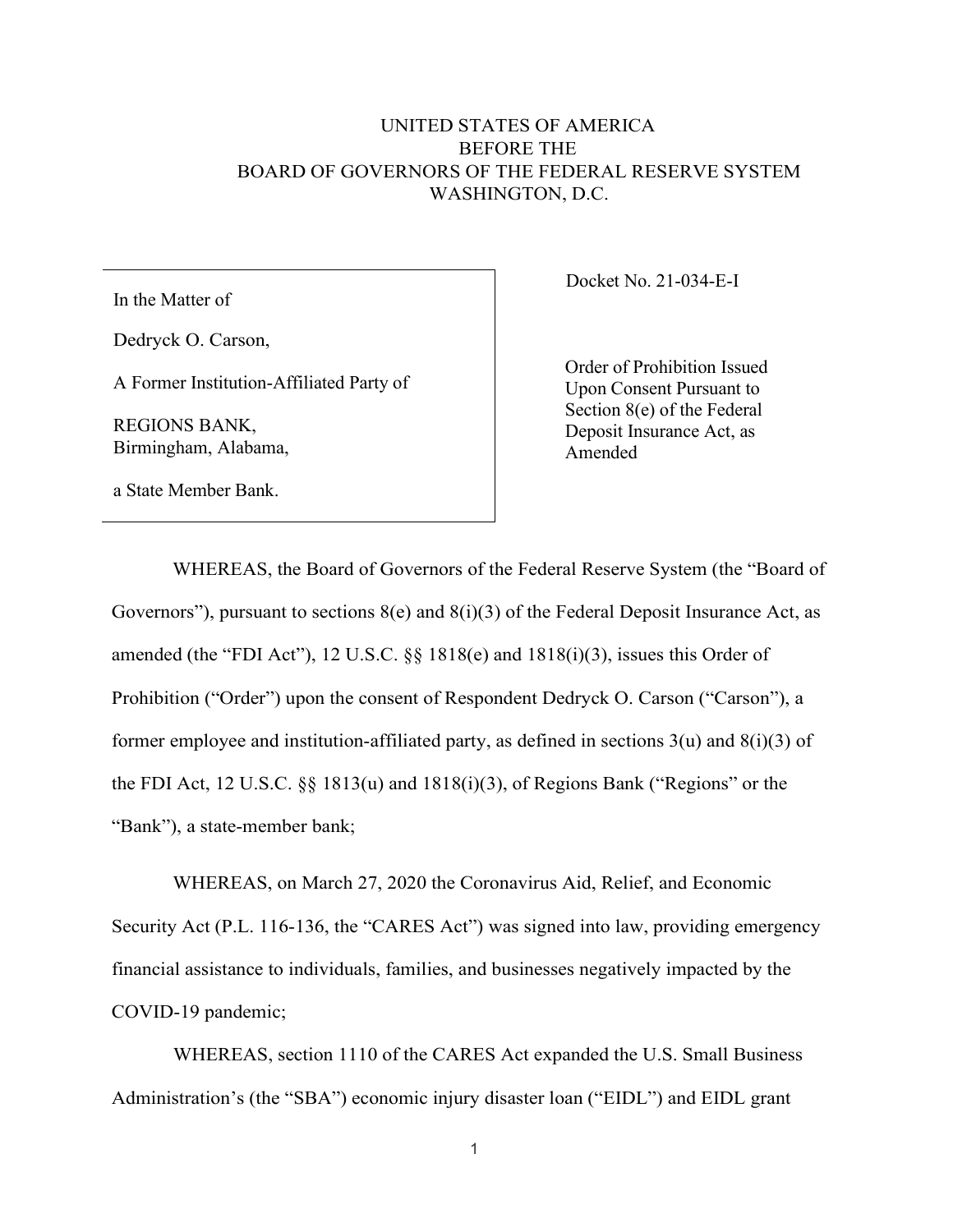UNITED STATES OF AMERICA
BEFORE THE
BOARD OF GOVERNORS OF THE FEDERAL RESERVE SYSTEM
WASHINGTON, D.C.

| In the Matter of<br><br>Dedryck O. Carson,<br><br>A Former Institution-Affiliated Party of<br><br>REGIONS BANK,<br>Birmingham, Alabama,<br><br>a State Member Bank. | Docket No. 21-034-E-I<br><br>Order of Prohibition Issued Upon Consent Pursuant to Section 8(e) of the Federal Deposit Insurance Act, as Amended |
|---|---|

WHEREAS, the Board of Governors of the Federal Reserve System (the "Board of Governors"), pursuant to sections 8(e) and 8(i)(3) of the Federal Deposit Insurance Act, as amended (the "FDI Act"), 12 U.S.C. §§ 1818(e) and 1818(i)(3), issues this Order of Prohibition ("Order") upon the consent of Respondent Dedryck O. Carson ("Carson"), a former employee and institution-affiliated party, as defined in sections 3(u) and 8(i)(3) of the FDI Act, 12 U.S.C. §§ 1813(u) and 1818(i)(3), of Regions Bank ("Regions" or the "Bank"), a state-member bank;

WHEREAS, on March 27, 2020 the Coronavirus Aid, Relief, and Economic Security Act (P.L. 116-136, the "CARES Act") was signed into law, providing emergency financial assistance to individuals, families, and businesses negatively impacted by the COVID-19 pandemic;

WHEREAS, section 1110 of the CARES Act expanded the U.S. Small Business Administration's (the "SBA") economic injury disaster loan ("EIDL") and EIDL grant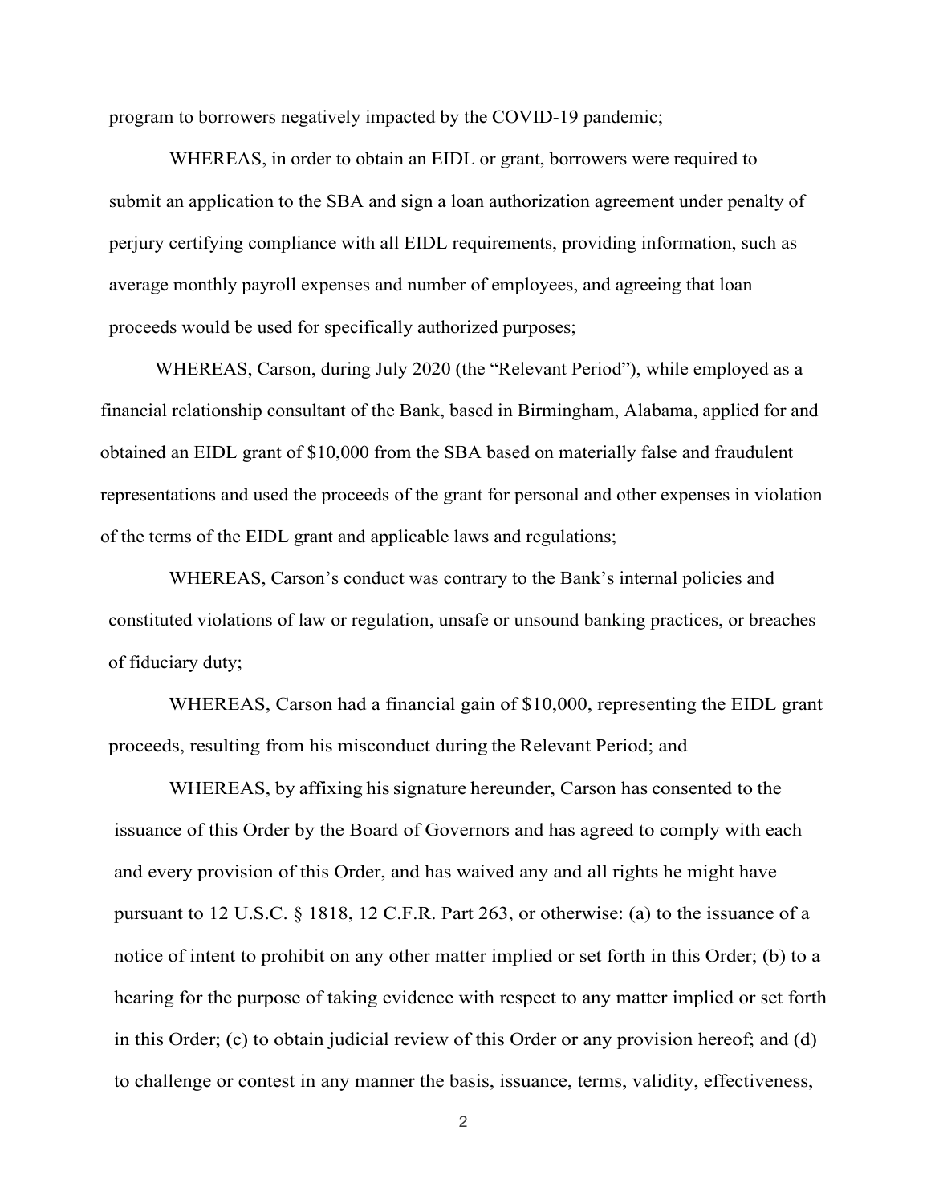program to borrowers negatively impacted by the COVID-19 pandemic;

WHEREAS, in order to obtain an EIDL or grant, borrowers were required to submit an application to the SBA and sign a loan authorization agreement under penalty of perjury certifying compliance with all EIDL requirements, providing information, such as average monthly payroll expenses and number of employees, and agreeing that loan proceeds would be used for specifically authorized purposes;

WHEREAS, Carson, during July 2020 (the "Relevant Period"), while employed as a financial relationship consultant of the Bank, based in Birmingham, Alabama, applied for and obtained an EIDL grant of $10,000 from the SBA based on materially false and fraudulent representations and used the proceeds of the grant for personal and other expenses in violation of the terms of the EIDL grant and applicable laws and regulations;

WHEREAS, Carson's conduct was contrary to the Bank's internal policies and constituted violations of law or regulation, unsafe or unsound banking practices, or breaches of fiduciary duty;

WHEREAS, Carson had a financial gain of $10,000, representing the EIDL grant proceeds, resulting from his misconduct during the Relevant Period; and

WHEREAS, by affixing his signature hereunder, Carson has consented to the issuance of this Order by the Board of Governors and has agreed to comply with each and every provision of this Order, and has waived any and all rights he might have pursuant to 12 U.S.C. § 1818, 12 C.F.R. Part 263, or otherwise: (a) to the issuance of a notice of intent to prohibit on any other matter implied or set forth in this Order; (b) to a hearing for the purpose of taking evidence with respect to any matter implied or set forth in this Order; (c) to obtain judicial review of this Order or any provision hereof; and (d) to challenge or contest in any manner the basis, issuance, terms, validity, effectiveness,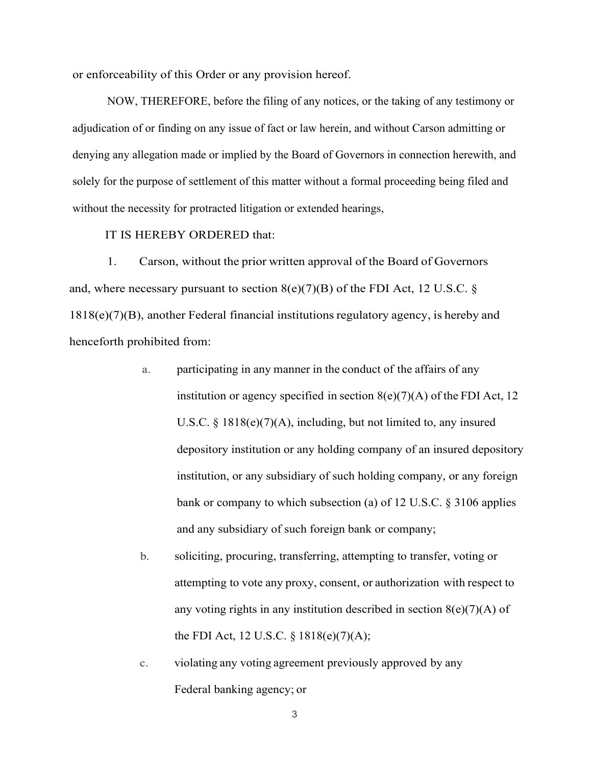or enforceability of this Order or any provision hereof.

NOW, THEREFORE, before the filing of any notices, or the taking of any testimony or adjudication of or finding on any issue of fact or law herein, and without Carson admitting or denying any allegation made or implied by the Board of Governors in connection herewith, and solely for the purpose of settlement of this matter without a formal proceeding being filed and without the necessity for protracted litigation or extended hearings,

IT IS HEREBY ORDERED that:

1. Carson, without the prior written approval of the Board of Governors and, where necessary pursuant to section 8(e)(7)(B) of the FDI Act, 12 U.S.C. § 1818(e)(7)(B), another Federal financial institutions regulatory agency, is hereby and henceforth prohibited from:

   a. participating in any manner in the conduct of the affairs of any institution or agency specified in section 8(e)(7)(A) of the FDI Act, 12 U.S.C. § 1818(e)(7)(A), including, but not limited to, any insured depository institution or any holding company of an insured depository institution, or any subsidiary of such holding company, or any foreign bank or company to which subsection (a) of 12 U.S.C. § 3106 applies and any subsidiary of such foreign bank or company;

   b. soliciting, procuring, transferring, attempting to transfer, voting or attempting to vote any proxy, consent, or authorization with respect to any voting rights in any institution described in section 8(e)(7)(A) of the FDI Act, 12 U.S.C. § 1818(e)(7)(A);

   c. violating any voting agreement previously approved by any Federal banking agency; or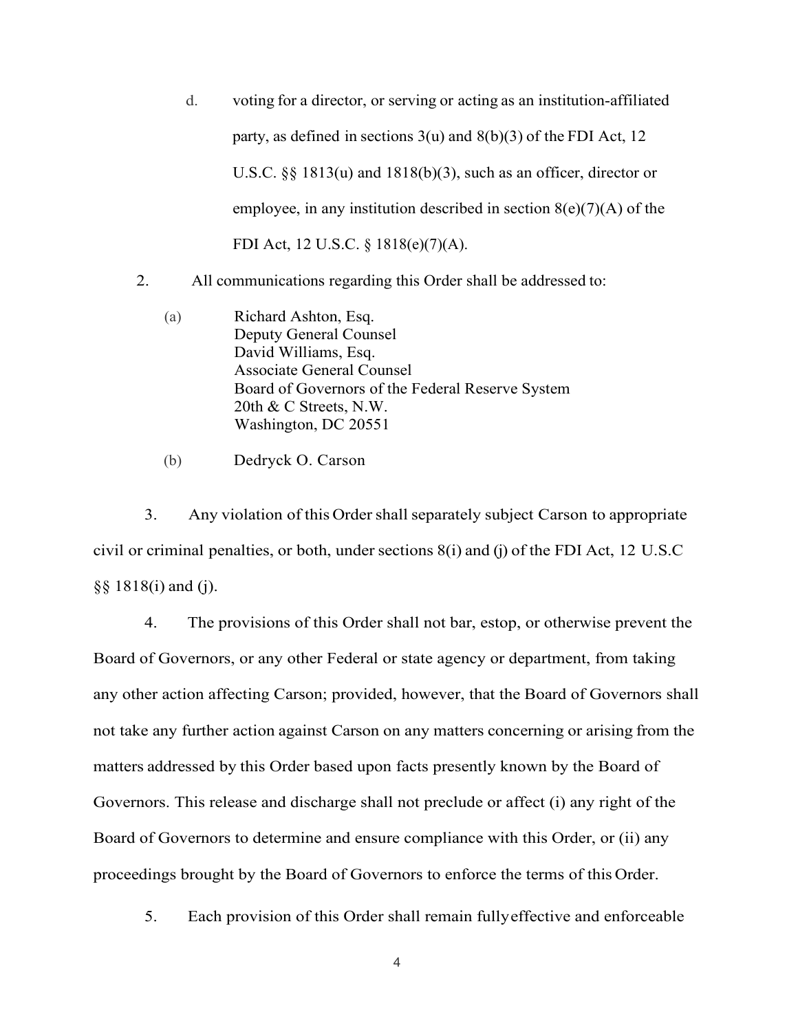d. voting for a director, or serving or acting as an institution-affiliated party, as defined in sections 3(u) and 8(b)(3) of the FDI Act, 12 U.S.C. §§ 1813(u) and 1818(b)(3), such as an officer, director or employee, in any institution described in section 8(e)(7)(A) of the FDI Act, 12 U.S.C. § 1818(e)(7)(A).

2. All communications regarding this Order shall be addressed to:

(a) Richard Ashton, Esq.
Deputy General Counsel
David Williams, Esq.
Associate General Counsel
Board of Governors of the Federal Reserve System
20th & C Streets, N.W.
Washington, DC 20551

(b) Dedryck O. Carson

3. Any violation of this Order shall separately subject Carson to appropriate civil or criminal penalties, or both, under sections 8(i) and (j) of the FDI Act, 12 U.S.C §§ 1818(i) and (j).

4. The provisions of this Order shall not bar, estop, or otherwise prevent the Board of Governors, or any other Federal or state agency or department, from taking any other action affecting Carson; provided, however, that the Board of Governors shall not take any further action against Carson on any matters concerning or arising from the matters addressed by this Order based upon facts presently known by the Board of Governors. This release and discharge shall not preclude or affect (i) any right of the Board of Governors to determine and ensure compliance with this Order, or (ii) any proceedings brought by the Board of Governors to enforce the terms of this Order.

5. Each provision of this Order shall remain fully effective and enforceable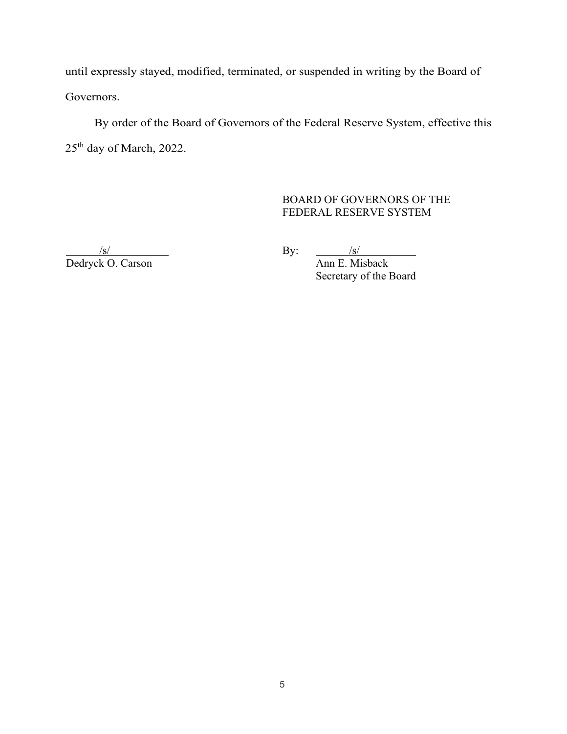until expressly stayed, modified, terminated, or suspended in writing by the Board of Governors.

By order of the Board of Governors of the Federal Reserve System, effective this 25th day of March, 2022.

BOARD OF GOVERNORS OF THE
FEDERAL RESERVE SYSTEM

/s/
Dedryck O. Carson

By: /s/
Ann E. Misback
Secretary of the Board